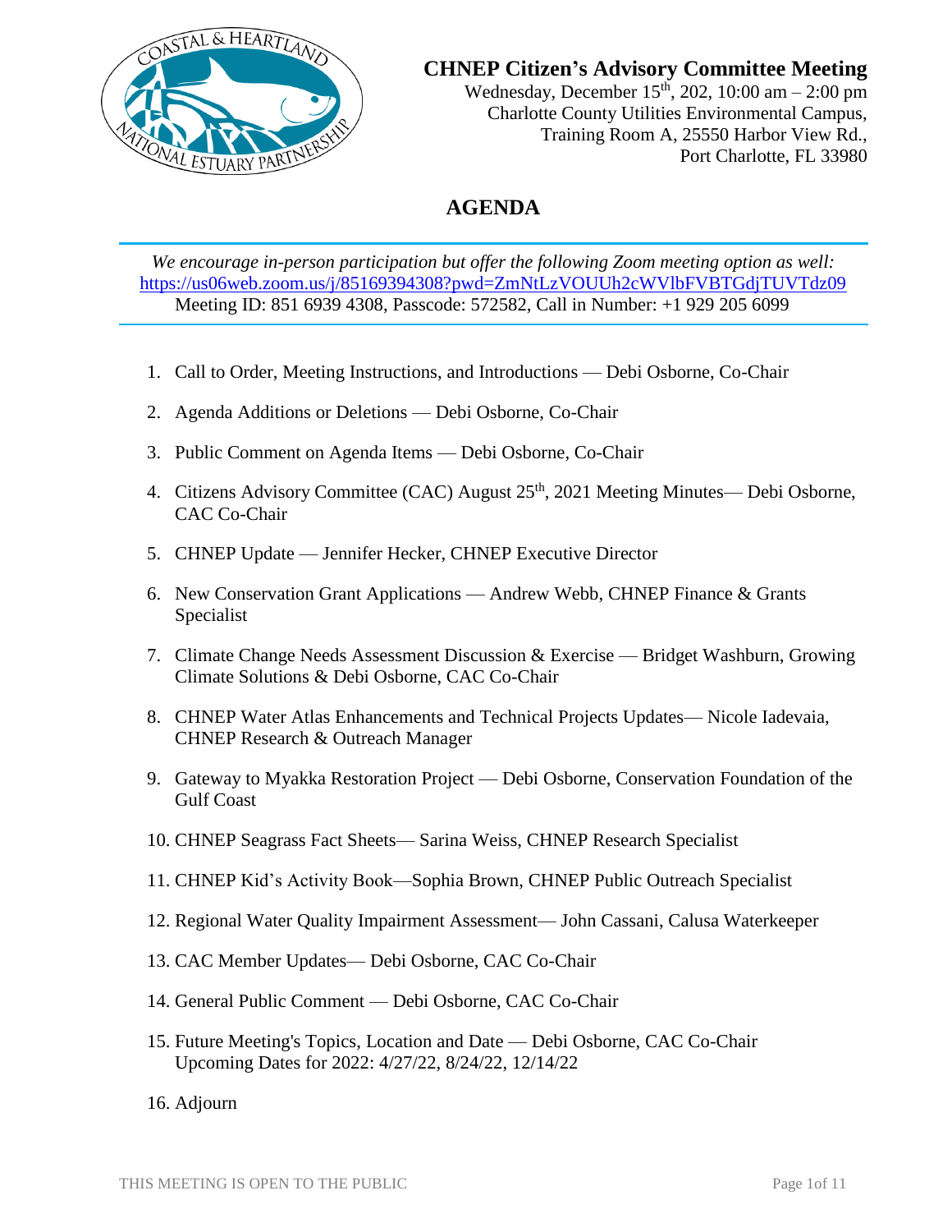# CHNEP Citizen's Advisory Committee Meeting

Wednesday, December 15th, 202, 10:00 am – 2:00 pm
Charlotte County Utilities Environmental Campus,
Training Room A, 25550 Harbor View Rd.,
Port Charlotte, FL 33980

## AGENDA

*We encourage in-person participation but offer the following Zoom meeting option as well:*
https://us06web.zoom.us/j/85169394308?pwd=ZmNtLzVOUUh2cWVlbFVBTGdjTUVTdz09
Meeting ID: 851 6939 4308, Passcode: 572582, Call in Number: +1 929 205 6099

1. Call to Order, Meeting Instructions, and Introductions — Debi Osborne, Co-Chair
2. Agenda Additions or Deletions — Debi Osborne, Co-Chair
3. Public Comment on Agenda Items — Debi Osborne, Co-Chair
4. Citizens Advisory Committee (CAC) August 25th, 2021 Meeting Minutes— Debi Osborne, CAC Co-Chair
5. CHNEP Update — Jennifer Hecker, CHNEP Executive Director
6. New Conservation Grant Applications — Andrew Webb, CHNEP Finance & Grants Specialist
7. Climate Change Needs Assessment Discussion & Exercise — Bridget Washburn, Growing Climate Solutions & Debi Osborne, CAC Co-Chair
8. CHNEP Water Atlas Enhancements and Technical Projects Updates— Nicole Iadevaia, CHNEP Research & Outreach Manager
9. Gateway to Myakka Restoration Project — Debi Osborne, Conservation Foundation of the Gulf Coast
10. CHNEP Seagrass Fact Sheets— Sarina Weiss, CHNEP Research Specialist
11. CHNEP Kid's Activity Book—Sophia Brown, CHNEP Public Outreach Specialist
12. Regional Water Quality Impairment Assessment— John Cassani, Calusa Waterkeeper
13. CAC Member Updates— Debi Osborne, CAC Co-Chair
14. General Public Comment — Debi Osborne, CAC Co-Chair
15. Future Meeting's Topics, Location and Date — Debi Osborne, CAC Co-Chair
    Upcoming Dates for 2022: 4/27/22, 8/24/22, 12/14/22
16. Adjourn

THIS MEETING IS OPEN TO THE PUBLIC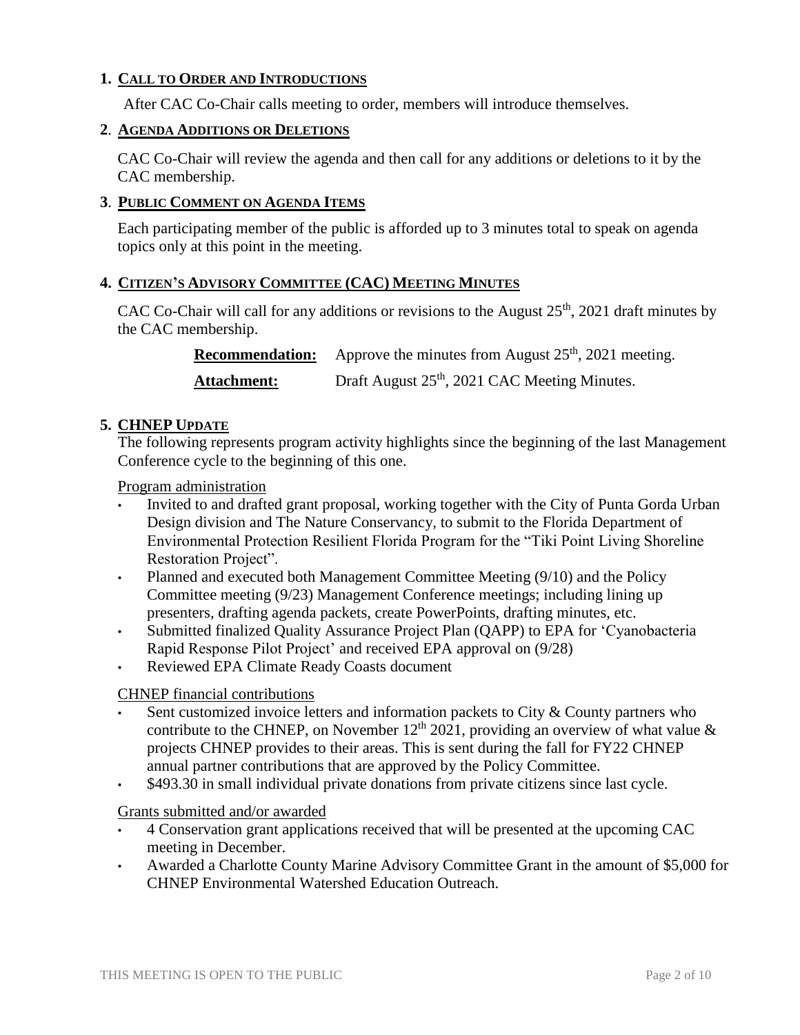## 1. CALL TO ORDER AND INTRODUCTIONS

After CAC Co-Chair calls meeting to order, members will introduce themselves.

## 2. AGENDA ADDITIONS OR DELETIONS

CAC Co-Chair will review the agenda and then call for any additions or deletions to it by the CAC membership.

## 3. PUBLIC COMMENT ON AGENDA ITEMS

Each participating member of the public is afforded up to 3 minutes total to speak on agenda topics only at this point in the meeting.

## 4. CITIZEN'S ADVISORY COMMITTEE (CAC) MEETING MINUTES

CAC Co-Chair will call for any additions or revisions to the August 25th, 2021 draft minutes by the CAC membership.

**Recommendation:** Approve the minutes from August 25th, 2021 meeting.

**Attachment:** Draft August 25th, 2021 CAC Meeting Minutes.

## 5. CHNEP UPDATE

The following represents program activity highlights since the beginning of the last Management Conference cycle to the beginning of this one.

Program administration

- Invited to and drafted grant proposal, working together with the City of Punta Gorda Urban Design division and The Nature Conservancy, to submit to the Florida Department of Environmental Protection Resilient Florida Program for the "Tiki Point Living Shoreline Restoration Project".
- Planned and executed both Management Committee Meeting (9/10) and the Policy Committee meeting (9/23) Management Conference meetings; including lining up presenters, drafting agenda packets, create PowerPoints, drafting minutes, etc.
- Submitted finalized Quality Assurance Project Plan (QAPP) to EPA for 'Cyanobacteria Rapid Response Pilot Project' and received EPA approval on (9/28)
- Reviewed EPA Climate Ready Coasts document

CHNEP financial contributions

- Sent customized invoice letters and information packets to City & County partners who contribute to the CHNEP, on November 12th 2021, providing an overview of what value & projects CHNEP provides to their areas. This is sent during the fall for FY22 CHNEP annual partner contributions that are approved by the Policy Committee.
- $493.30 in small individual private donations from private citizens since last cycle.

Grants submitted and/or awarded

- 4 Conservation grant applications received that will be presented at the upcoming CAC meeting in December.
- Awarded a Charlotte County Marine Advisory Committee Grant in the amount of $5,000 for CHNEP Environmental Watershed Education Outreach.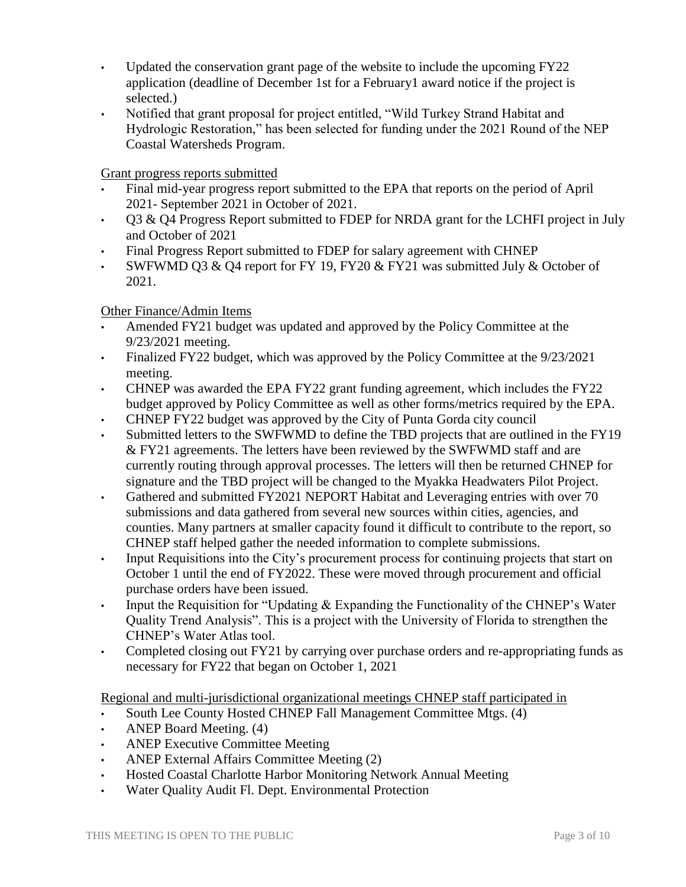- Updated the conservation grant page of the website to include the upcoming FY22 application (deadline of December 1st for a February1 award notice if the project is selected.)
- Notified that grant proposal for project entitled, "Wild Turkey Strand Habitat and Hydrologic Restoration," has been selected for funding under the 2021 Round of the NEP Coastal Watersheds Program.

Grant progress reports submitted

- Final mid-year progress report submitted to the EPA that reports on the period of April 2021- September 2021 in October of 2021.
- Q3 & Q4 Progress Report submitted to FDEP for NRDA grant for the LCHFI project in July and October of 2021
- Final Progress Report submitted to FDEP for salary agreement with CHNEP
- SWFWMD Q3 & Q4 report for FY 19, FY20 & FY21 was submitted July & October of 2021.

Other Finance/Admin Items

- Amended FY21 budget was updated and approved by the Policy Committee at the 9/23/2021 meeting.
- Finalized FY22 budget, which was approved by the Policy Committee at the 9/23/2021 meeting.
- CHNEP was awarded the EPA FY22 grant funding agreement, which includes the FY22 budget approved by Policy Committee as well as other forms/metrics required by the EPA.
- CHNEP FY22 budget was approved by the City of Punta Gorda city council
- Submitted letters to the SWFWMD to define the TBD projects that are outlined in the FY19 & FY21 agreements. The letters have been reviewed by the SWFWMD staff and are currently routing through approval processes. The letters will then be returned CHNEP for signature and the TBD project will be changed to the Myakka Headwaters Pilot Project.
- Gathered and submitted FY2021 NEPORT Habitat and Leveraging entries with over 70 submissions and data gathered from several new sources within cities, agencies, and counties. Many partners at smaller capacity found it difficult to contribute to the report, so CHNEP staff helped gather the needed information to complete submissions.
- Input Requisitions into the City's procurement process for continuing projects that start on October 1 until the end of FY2022. These were moved through procurement and official purchase orders have been issued.
- Input the Requisition for "Updating & Expanding the Functionality of the CHNEP's Water Quality Trend Analysis". This is a project with the University of Florida to strengthen the CHNEP's Water Atlas tool.
- Completed closing out FY21 by carrying over purchase orders and re-appropriating funds as necessary for FY22 that began on October 1, 2021

Regional and multi-jurisdictional organizational meetings CHNEP staff participated in

- South Lee County Hosted CHNEP Fall Management Committee Mtgs. (4)
- ANEP Board Meeting. (4)
- ANEP Executive Committee Meeting
- ANEP External Affairs Committee Meeting (2)
- Hosted Coastal Charlotte Harbor Monitoring Network Annual Meeting
- Water Quality Audit Fl. Dept. Environmental Protection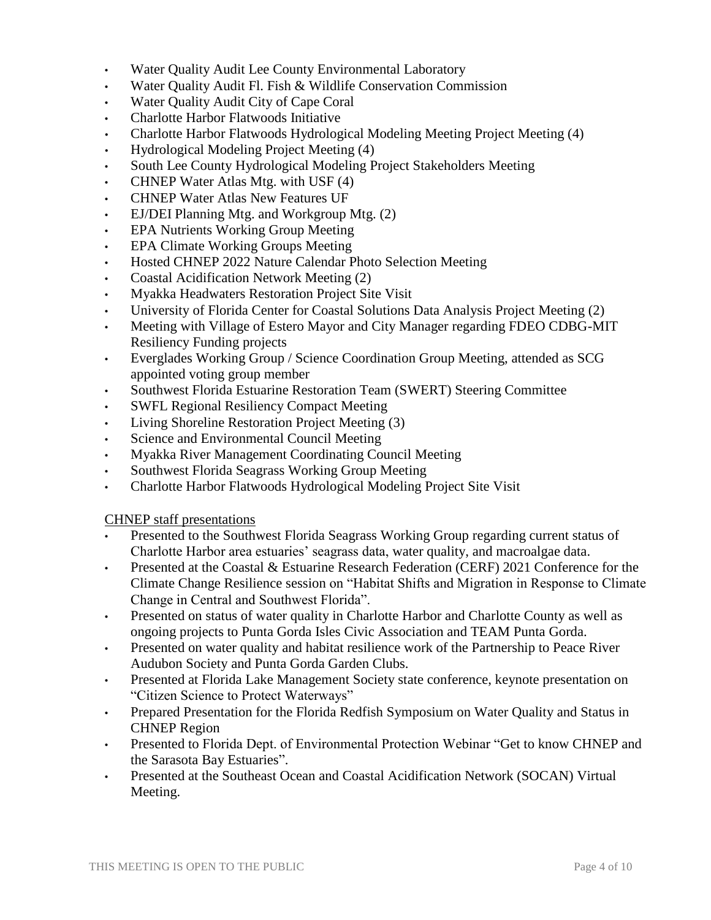- Water Quality Audit Lee County Environmental Laboratory
- Water Quality Audit Fl. Fish & Wildlife Conservation Commission
- Water Quality Audit City of Cape Coral
- Charlotte Harbor Flatwoods Initiative
- Charlotte Harbor Flatwoods Hydrological Modeling Meeting Project Meeting (4)
- Hydrological Modeling Project Meeting (4)
- South Lee County Hydrological Modeling Project Stakeholders Meeting
- CHNEP Water Atlas Mtg. with USF (4)
- CHNEP Water Atlas New Features UF
- EJ/DEI Planning Mtg. and Workgroup Mtg. (2)
- EPA Nutrients Working Group Meeting
- EPA Climate Working Groups Meeting
- Hosted CHNEP 2022 Nature Calendar Photo Selection Meeting
- Coastal Acidification Network Meeting (2)
- Myakka Headwaters Restoration Project Site Visit
- University of Florida Center for Coastal Solutions Data Analysis Project Meeting (2)
- Meeting with Village of Estero Mayor and City Manager regarding FDEO CDBG-MIT Resiliency Funding projects
- Everglades Working Group / Science Coordination Group Meeting, attended as SCG appointed voting group member
- Southwest Florida Estuarine Restoration Team (SWERT) Steering Committee
- SWFL Regional Resiliency Compact Meeting
- Living Shoreline Restoration Project Meeting (3)
- Science and Environmental Council Meeting
- Myakka River Management Coordinating Council Meeting
- Southwest Florida Seagrass Working Group Meeting
- Charlotte Harbor Flatwoods Hydrological Modeling Project Site Visit

CHNEP staff presentations

- Presented to the Southwest Florida Seagrass Working Group regarding current status of Charlotte Harbor area estuaries' seagrass data, water quality, and macroalgae data.
- Presented at the Coastal & Estuarine Research Federation (CERF) 2021 Conference for the Climate Change Resilience session on "Habitat Shifts and Migration in Response to Climate Change in Central and Southwest Florida".
- Presented on status of water quality in Charlotte Harbor and Charlotte County as well as ongoing projects to Punta Gorda Isles Civic Association and TEAM Punta Gorda.
- Presented on water quality and habitat resilience work of the Partnership to Peace River Audubon Society and Punta Gorda Garden Clubs.
- Presented at Florida Lake Management Society state conference, keynote presentation on "Citizen Science to Protect Waterways"
- Prepared Presentation for the Florida Redfish Symposium on Water Quality and Status in CHNEP Region
- Presented to Florida Dept. of Environmental Protection Webinar "Get to know CHNEP and the Sarasota Bay Estuaries".
- Presented at the Southeast Ocean and Coastal Acidification Network (SOCAN) Virtual Meeting.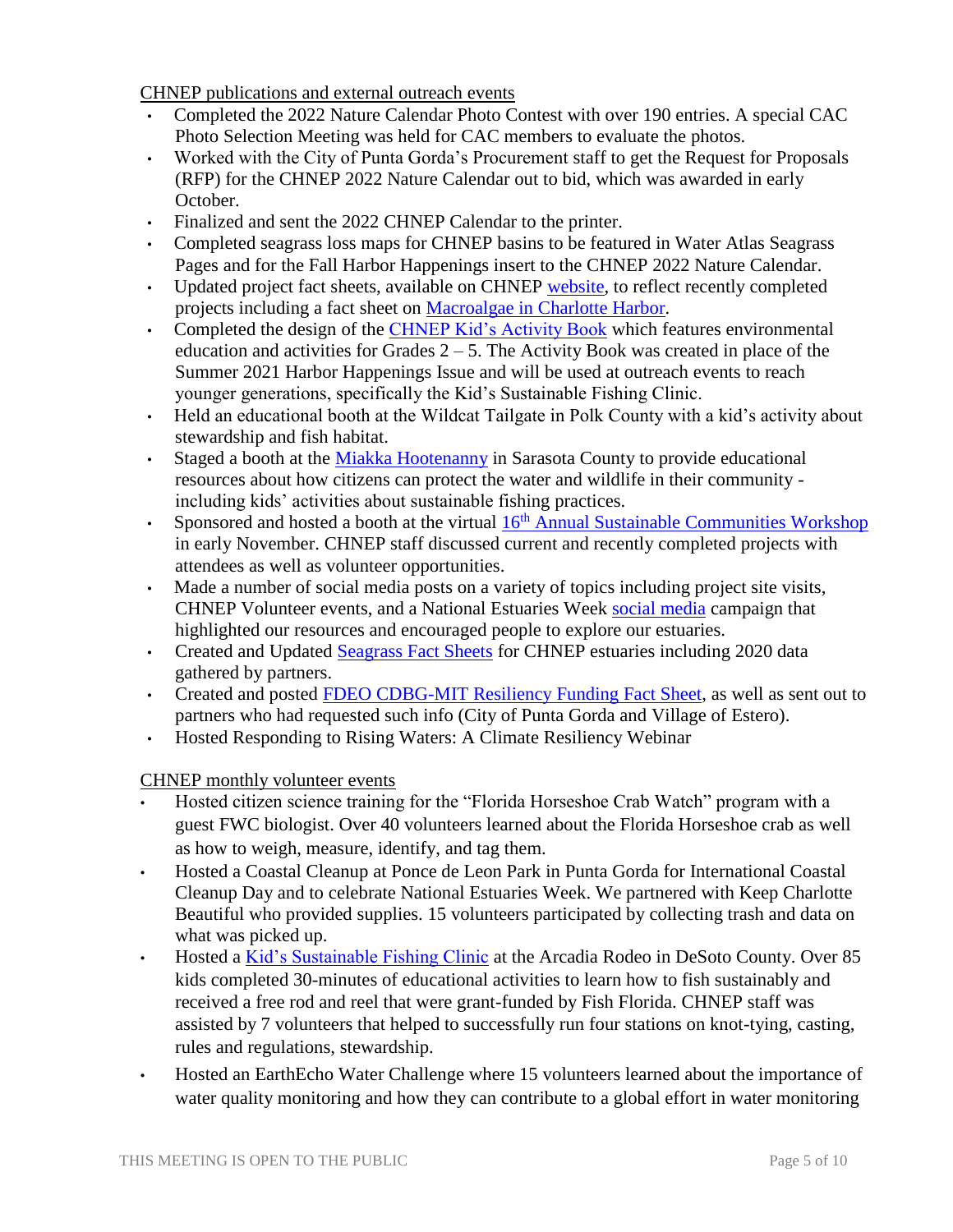CHNEP publications and external outreach events

- Completed the 2022 Nature Calendar Photo Contest with over 190 entries. A special CAC Photo Selection Meeting was held for CAC members to evaluate the photos.
- Worked with the City of Punta Gorda's Procurement staff to get the Request for Proposals (RFP) for the CHNEP 2022 Nature Calendar out to bid, which was awarded in early October.
- Finalized and sent the 2022 CHNEP Calendar to the printer.
- Completed seagrass loss maps for CHNEP basins to be featured in Water Atlas Seagrass Pages and for the Fall Harbor Happenings insert to the CHNEP 2022 Nature Calendar.
- Updated project fact sheets, available on CHNEP website, to reflect recently completed projects including a fact sheet on Macroalgae in Charlotte Harbor.
- Completed the design of the CHNEP Kid's Activity Book which features environmental education and activities for Grades 2 – 5. The Activity Book was created in place of the Summer 2021 Harbor Happenings Issue and will be used at outreach events to reach younger generations, specifically the Kid's Sustainable Fishing Clinic.
- Held an educational booth at the Wildcat Tailgate in Polk County with a kid's activity about stewardship and fish habitat.
- Staged a booth at the Miakka Hootenanny in Sarasota County to provide educational resources about how citizens can protect the water and wildlife in their community - including kids' activities about sustainable fishing practices.
- Sponsored and hosted a booth at the virtual 16th Annual Sustainable Communities Workshop in early November. CHNEP staff discussed current and recently completed projects with attendees as well as volunteer opportunities.
- Made a number of social media posts on a variety of topics including project site visits, CHNEP Volunteer events, and a National Estuaries Week social media campaign that highlighted our resources and encouraged people to explore our estuaries.
- Created and Updated Seagrass Fact Sheets for CHNEP estuaries including 2020 data gathered by partners.
- Created and posted FDEO CDBG-MIT Resiliency Funding Fact Sheet, as well as sent out to partners who had requested such info (City of Punta Gorda and Village of Estero).
- Hosted Responding to Rising Waters: A Climate Resiliency Webinar

CHNEP monthly volunteer events

- Hosted citizen science training for the "Florida Horseshoe Crab Watch" program with a guest FWC biologist. Over 40 volunteers learned about the Florida Horseshoe crab as well as how to weigh, measure, identify, and tag them.
- Hosted a Coastal Cleanup at Ponce de Leon Park in Punta Gorda for International Coastal Cleanup Day and to celebrate National Estuaries Week. We partnered with Keep Charlotte Beautiful who provided supplies. 15 volunteers participated by collecting trash and data on what was picked up.
- Hosted a Kid's Sustainable Fishing Clinic at the Arcadia Rodeo in DeSoto County. Over 85 kids completed 30-minutes of educational activities to learn how to fish sustainably and received a free rod and reel that were grant-funded by Fish Florida. CHNEP staff was assisted by 7 volunteers that helped to successfully run four stations on knot-tying, casting, rules and regulations, stewardship.
- Hosted an EarthEcho Water Challenge where 15 volunteers learned about the importance of water quality monitoring and how they can contribute to a global effort in water monitoring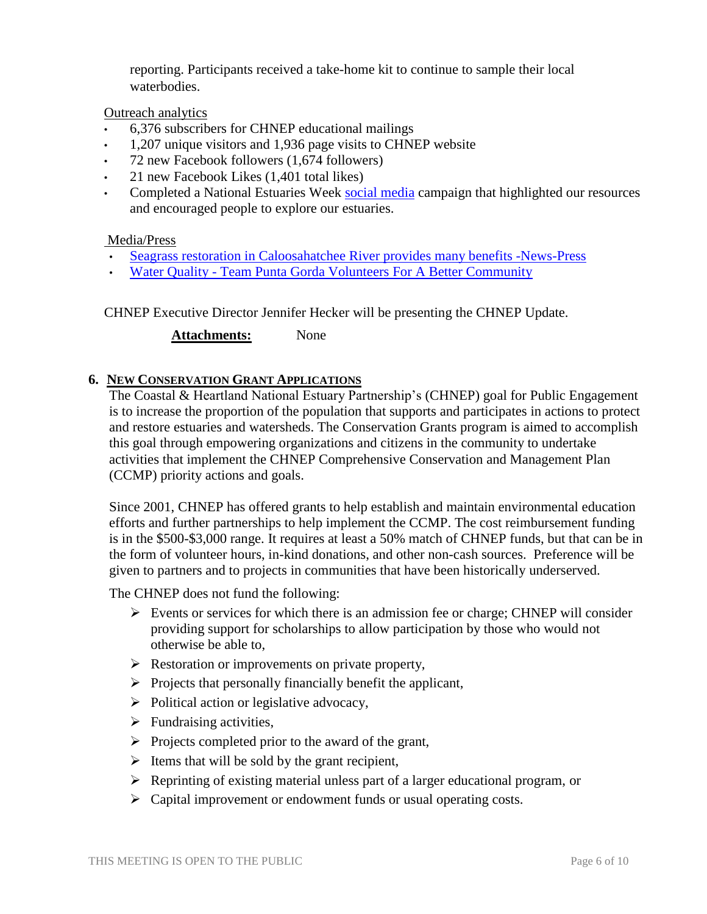reporting. Participants received a take-home kit to continue to sample their local waterbodies.

Outreach analytics

- 6,376 subscribers for CHNEP educational mailings
- 1,207 unique visitors and 1,936 page visits to CHNEP website
- 72 new Facebook followers (1,674 followers)
- 21 new Facebook Likes (1,401 total likes)
- Completed a National Estuaries Week social media campaign that highlighted our resources and encouraged people to explore our estuaries.

Media/Press

- Seagrass restoration in Caloosahatchee River provides many benefits -News-Press
- Water Quality - Team Punta Gorda Volunteers For A Better Community

CHNEP Executive Director Jennifer Hecker will be presenting the CHNEP Update.

**Attachments:** None

## 6. NEW CONSERVATION GRANT APPLICATIONS

The Coastal & Heartland National Estuary Partnership's (CHNEP) goal for Public Engagement is to increase the proportion of the population that supports and participates in actions to protect and restore estuaries and watersheds. The Conservation Grants program is aimed to accomplish this goal through empowering organizations and citizens in the community to undertake activities that implement the CHNEP Comprehensive Conservation and Management Plan (CCMP) priority actions and goals.

Since 2001, CHNEP has offered grants to help establish and maintain environmental education efforts and further partnerships to help implement the CCMP. The cost reimbursement funding is in the $500-$3,000 range. It requires at least a 50% match of CHNEP funds, but that can be in the form of volunteer hours, in-kind donations, and other non-cash sources. Preference will be given to partners and to projects in communities that have been historically underserved.

The CHNEP does not fund the following:

- Events or services for which there is an admission fee or charge; CHNEP will consider providing support for scholarships to allow participation by those who would not otherwise be able to,
- Restoration or improvements on private property,
- Projects that personally financially benefit the applicant,
- Political action or legislative advocacy,
- Fundraising activities,
- Projects completed prior to the award of the grant,
- Items that will be sold by the grant recipient,
- Reprinting of existing material unless part of a larger educational program, or
- Capital improvement or endowment funds or usual operating costs.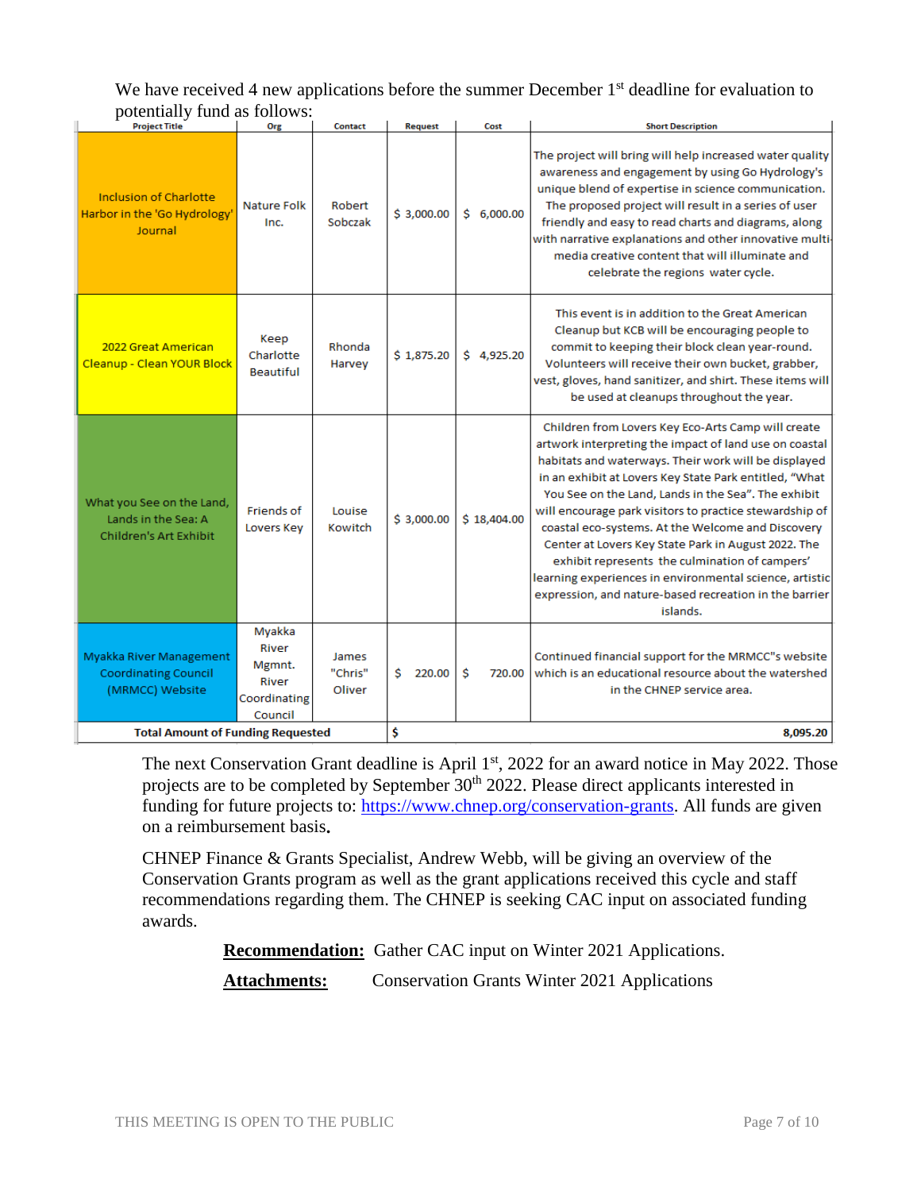We have received 4 new applications before the summer December 1st deadline for evaluation to potentially fund as follows:

| Project Title | Org | Contact | Request | Cost | Short Description |
|---|---|---|---|---|---|
| Inclusion of Charlotte Harbor in the 'Go Hydrology' Journal | Nature Folk Inc. | Robert Sobczak | $ 3,000.00 | $ 6,000.00 | The project will bring will help increased water quality awareness and engagement by using Go Hydrology's unique blend of expertise in science communication. The proposed project will result in a series of user friendly and easy to read charts and diagrams, along with narrative explanations and other innovative multi-media creative content that will illuminate and celebrate the regions water cycle. |
| 2022 Great American Cleanup - Clean YOUR Block | Keep Charlotte Beautiful | Rhonda Harvey | $ 1,875.20 | $ 4,925.20 | This event is in addition to the Great American Cleanup but KCB will be encouraging people to commit to keeping their block clean year-round. Volunteers will receive their own bucket, grabber, vest, gloves, hand sanitizer, and shirt. These items will be used at cleanups throughout the year. |
| What you See on the Land, Lands in the Sea: A Children's Art Exhibit | Friends of Lovers Key | Louise Kowitch | $ 3,000.00 | $ 18,404.00 | Children from Lovers Key Eco-Arts Camp will create artwork interpreting the impact of land use on coastal habitats and waterways. Their work will be displayed in an exhibit at Lovers Key State Park entitled, "What You See on the Land, Lands in the Sea". The exhibit will encourage park visitors to practice stewardship of coastal eco-systems. At the Welcome and Discovery Center at Lovers Key State Park in August 2022. The exhibit represents the culmination of campers' learning experiences in environmental science, artistic expression, and nature-based recreation in the barrier islands. |
| Myakka River Management Coordinating Council (MRMCC) Website | Myakka River Mgmnt. River Coordinating Council | James "Chris" Oliver | $ 220.00 | $ 720.00 | Continued financial support for the MRMCC"s website which is an educational resource about the watershed in the CHNEP service area. |
| **Total Amount of Funding Requested** | | | **$** | | **8,095.20** |

The next Conservation Grant deadline is April 1st, 2022 for an award notice in May 2022. Those projects are to be completed by September 30th 2022. Please direct applicants interested in funding for future projects to: https://www.chnep.org/conservation-grants. All funds are given on a reimbursement basis.

CHNEP Finance & Grants Specialist, Andrew Webb, will be giving an overview of the Conservation Grants program as well as the grant applications received this cycle and staff recommendations regarding them. The CHNEP is seeking CAC input on associated funding awards.

**Recommendation:** Gather CAC input on Winter 2021 Applications.

**Attachments:** Conservation Grants Winter 2021 Applications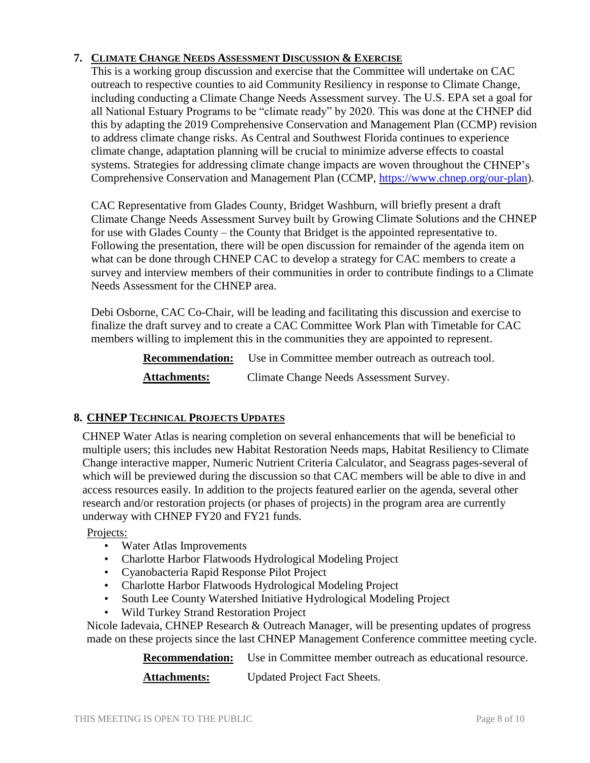## 7. CLIMATE CHANGE NEEDS ASSESSMENT DISCUSSION & EXERCISE

This is a working group discussion and exercise that the Committee will undertake on CAC outreach to respective counties to aid Community Resiliency in response to Climate Change, including conducting a Climate Change Needs Assessment survey. The U.S. EPA set a goal for all National Estuary Programs to be "climate ready" by 2020. This was done at the CHNEP did this by adapting the 2019 Comprehensive Conservation and Management Plan (CCMP) revision to address climate change risks. As Central and Southwest Florida continues to experience climate change, adaptation planning will be crucial to minimize adverse effects to coastal systems. Strategies for addressing climate change impacts are woven throughout the CHNEP's Comprehensive Conservation and Management Plan (CCMP, https://www.chnep.org/our-plan).

CAC Representative from Glades County, Bridget Washburn, will briefly present a draft Climate Change Needs Assessment Survey built by Growing Climate Solutions and the CHNEP for use with Glades County – the County that Bridget is the appointed representative to. Following the presentation, there will be open discussion for remainder of the agenda item on what can be done through CHNEP CAC to develop a strategy for CAC members to create a survey and interview members of their communities in order to contribute findings to a Climate Needs Assessment for the CHNEP area.

Debi Osborne, CAC Co-Chair, will be leading and facilitating this discussion and exercise to finalize the draft survey and to create a CAC Committee Work Plan with Timetable for CAC members willing to implement this in the communities they are appointed to represent.

**Recommendation:** Use in Committee member outreach as outreach tool.

**Attachments:** Climate Change Needs Assessment Survey.

## 8. CHNEP TECHNICAL PROJECTS UPDATES

CHNEP Water Atlas is nearing completion on several enhancements that will be beneficial to multiple users; this includes new Habitat Restoration Needs maps, Habitat Resiliency to Climate Change interactive mapper, Numeric Nutrient Criteria Calculator, and Seagrass pages-several of which will be previewed during the discussion so that CAC members will be able to dive in and access resources easily. In addition to the projects featured earlier on the agenda, several other research and/or restoration projects (or phases of projects) in the program area are currently underway with CHNEP FY20 and FY21 funds.

Projects:

- Water Atlas Improvements
- Charlotte Harbor Flatwoods Hydrological Modeling Project
- Cyanobacteria Rapid Response Pilot Project
- Charlotte Harbor Flatwoods Hydrological Modeling Project
- South Lee County Watershed Initiative Hydrological Modeling Project
- Wild Turkey Strand Restoration Project

Nicole Iadevaia, CHNEP Research & Outreach Manager, will be presenting updates of progress made on these projects since the last CHNEP Management Conference committee meeting cycle.

**Recommendation:** Use in Committee member outreach as educational resource.

**Attachments:** Updated Project Fact Sheets.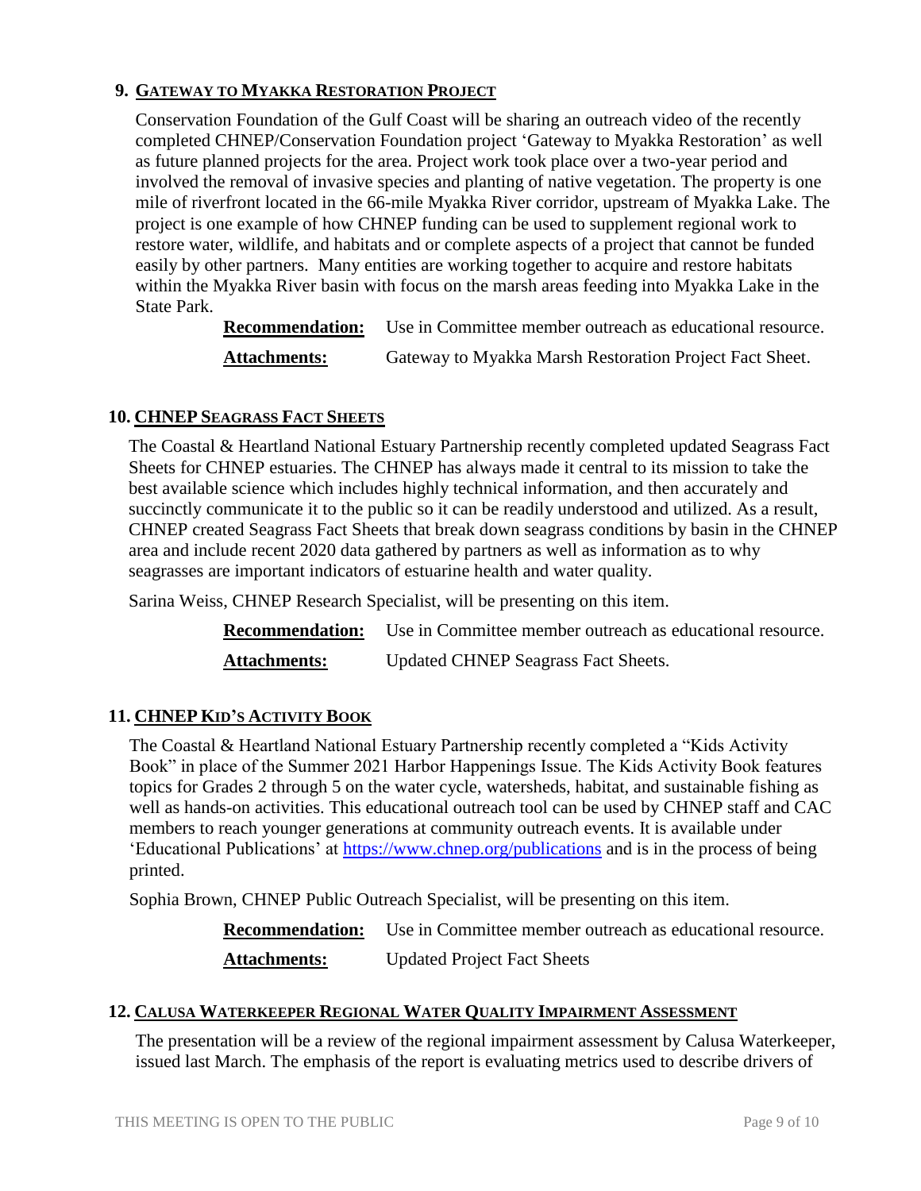## 9. GATEWAY TO MYAKKA RESTORATION PROJECT

Conservation Foundation of the Gulf Coast will be sharing an outreach video of the recently completed CHNEP/Conservation Foundation project 'Gateway to Myakka Restoration' as well as future planned projects for the area. Project work took place over a two-year period and involved the removal of invasive species and planting of native vegetation. The property is one mile of riverfront located in the 66-mile Myakka River corridor, upstream of Myakka Lake. The project is one example of how CHNEP funding can be used to supplement regional work to restore water, wildlife, and habitats and or complete aspects of a project that cannot be funded easily by other partners. Many entities are working together to acquire and restore habitats within the Myakka River basin with focus on the marsh areas feeding into Myakka Lake in the State Park.

**Recommendation:** Use in Committee member outreach as educational resource.

**Attachments:** Gateway to Myakka Marsh Restoration Project Fact Sheet.

## 10. CHNEP SEAGRASS FACT SHEETS

The Coastal & Heartland National Estuary Partnership recently completed updated Seagrass Fact Sheets for CHNEP estuaries. The CHNEP has always made it central to its mission to take the best available science which includes highly technical information, and then accurately and succinctly communicate it to the public so it can be readily understood and utilized. As a result, CHNEP created Seagrass Fact Sheets that break down seagrass conditions by basin in the CHNEP area and include recent 2020 data gathered by partners as well as information as to why seagrasses are important indicators of estuarine health and water quality.

Sarina Weiss, CHNEP Research Specialist, will be presenting on this item.

**Recommendation:** Use in Committee member outreach as educational resource.

**Attachments:** Updated CHNEP Seagrass Fact Sheets.

## 11. CHNEP KID'S ACTIVITY BOOK

The Coastal & Heartland National Estuary Partnership recently completed a "Kids Activity Book" in place of the Summer 2021 Harbor Happenings Issue. The Kids Activity Book features topics for Grades 2 through 5 on the water cycle, watersheds, habitat, and sustainable fishing as well as hands-on activities. This educational outreach tool can be used by CHNEP staff and CAC members to reach younger generations at community outreach events. It is available under 'Educational Publications' at https://www.chnep.org/publications and is in the process of being printed.

Sophia Brown, CHNEP Public Outreach Specialist, will be presenting on this item.

**Recommendation:** Use in Committee member outreach as educational resource.

**Attachments:** Updated Project Fact Sheets

## 12. CALUSA WATERKEEPER REGIONAL WATER QUALITY IMPAIRMENT ASSESSMENT

The presentation will be a review of the regional impairment assessment by Calusa Waterkeeper, issued last March. The emphasis of the report is evaluating metrics used to describe drivers of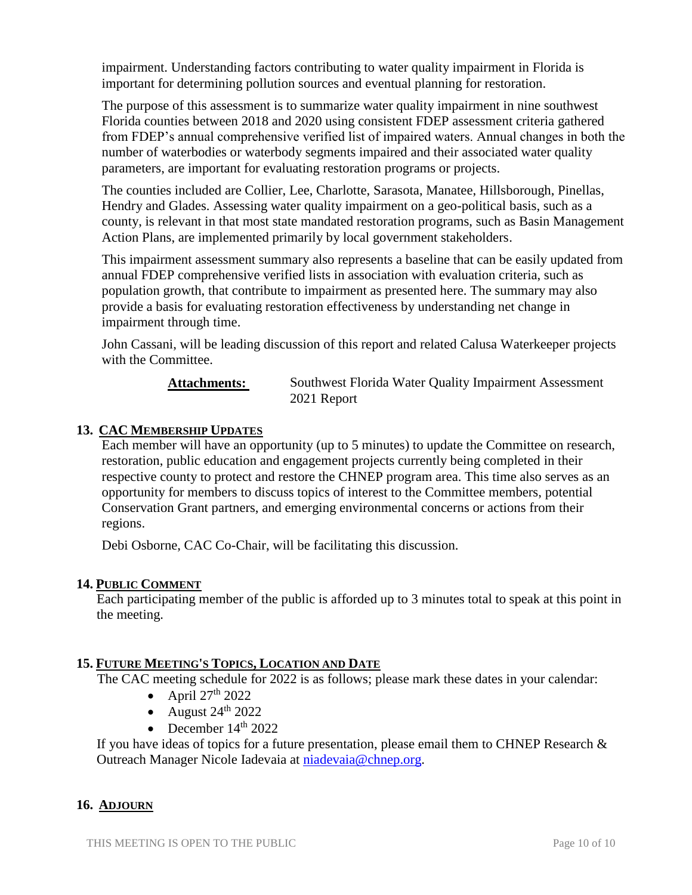impairment. Understanding factors contributing to water quality impairment in Florida is important for determining pollution sources and eventual planning for restoration.

The purpose of this assessment is to summarize water quality impairment in nine southwest Florida counties between 2018 and 2020 using consistent FDEP assessment criteria gathered from FDEP's annual comprehensive verified list of impaired waters. Annual changes in both the number of waterbodies or waterbody segments impaired and their associated water quality parameters, are important for evaluating restoration programs or projects.

The counties included are Collier, Lee, Charlotte, Sarasota, Manatee, Hillsborough, Pinellas, Hendry and Glades. Assessing water quality impairment on a geo-political basis, such as a county, is relevant in that most state mandated restoration programs, such as Basin Management Action Plans, are implemented primarily by local government stakeholders.

This impairment assessment summary also represents a baseline that can be easily updated from annual FDEP comprehensive verified lists in association with evaluation criteria, such as population growth, that contribute to impairment as presented here. The summary may also provide a basis for evaluating restoration effectiveness by understanding net change in impairment through time.

John Cassani, will be leading discussion of this report and related Calusa Waterkeeper projects with the Committee.

**Attachments:** Southwest Florida Water Quality Impairment Assessment 2021 Report

## 13. CAC MEMBERSHIP UPDATES

Each member will have an opportunity (up to 5 minutes) to update the Committee on research, restoration, public education and engagement projects currently being completed in their respective county to protect and restore the CHNEP program area. This time also serves as an opportunity for members to discuss topics of interest to the Committee members, potential Conservation Grant partners, and emerging environmental concerns or actions from their regions.

Debi Osborne, CAC Co-Chair, will be facilitating this discussion.

## 14. PUBLIC COMMENT

Each participating member of the public is afforded up to 3 minutes total to speak at this point in the meeting.

## 15. FUTURE MEETING'S TOPICS, LOCATION AND DATE

The CAC meeting schedule for 2022 is as follows; please mark these dates in your calendar:

- April 27th 2022
- August 24th 2022
- December 14th 2022

If you have ideas of topics for a future presentation, please email them to CHNEP Research & Outreach Manager Nicole Iadevaia at niadevaia@chnep.org.

## 16. ADJOURN